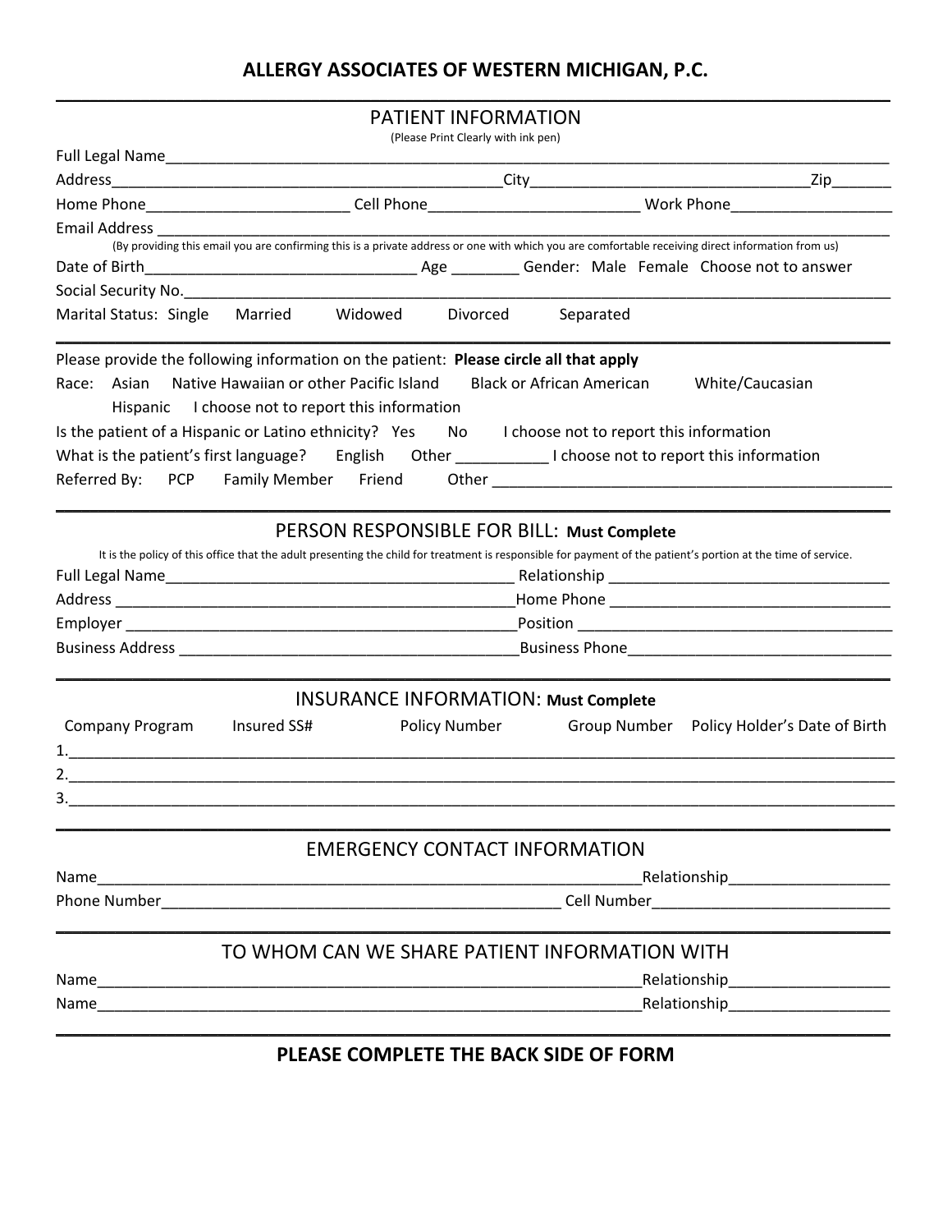# ALLERGY ASSOCIATES OF WESTERN MICHIGAN, P.C.

## PATIENT INFORMATION

(Please Print Clearly with ink pen)

Full Legal Name_______________________________________________________________________________

Address____________________________________________City________________________________Zip_______

Home Phone________________________ Cell Phone_________________________ Work Phone__________________

Email Address _________________________________________________________________________________

(By providing this email you are confirming this is a private address or one with which you are comfortable receiving direct information from us)

Date of Birth________________________________ Age ________ Gender: Male Female Choose not to answer

Social Security No._____________________________________________________________________________

Marital Status: Single Married Widowed Divorced Separated

---

Please provide the following information on the patient: **Please circle all that apply**

Race: Asian Native Hawaiian or other Pacific Island Black or African American White/Caucasian Hispanic I choose not to report this information

Is the patient of a Hispanic or Latino ethnicity? Yes No I choose not to report this information

What is the patient's first language? English Other ___________ I choose not to report this information

Referred By: PCP Family Member Friend Other _______________________________________________

---

## PERSON RESPONSIBLE FOR BILL: **Must Complete**

It is the policy of this office that the adult presenting the child for treatment is responsible for payment of the patient's portion at the time of service.

Full Legal Name_________________________________________ Relationship ________________________________

Address _______________________________________________Home Phone _________________________________

Employer ______________________________________________Position ____________________________________

Business Address _______________________________________Business Phone______________________________

---

## INSURANCE INFORMATION: **Must Complete**

| Company Program | Insured SS# | Policy Number | Group Number | Policy Holder's Date of Birth |
|---|---|---|---|---|
| 1. | | | | |
| 2. | | | | |
| 3. | | | | |

---

## EMERGENCY CONTACT INFORMATION

Name__________________________________________________________________Relationship___________________

Phone Number_______________________________________________ Cell Number___________________________

---

## TO WHOM CAN WE SHARE PATIENT INFORMATION WITH

Name__________________________________________________________________Relationship___________________

Name__________________________________________________________________Relationship___________________

---

**PLEASE COMPLETE THE BACK SIDE OF FORM**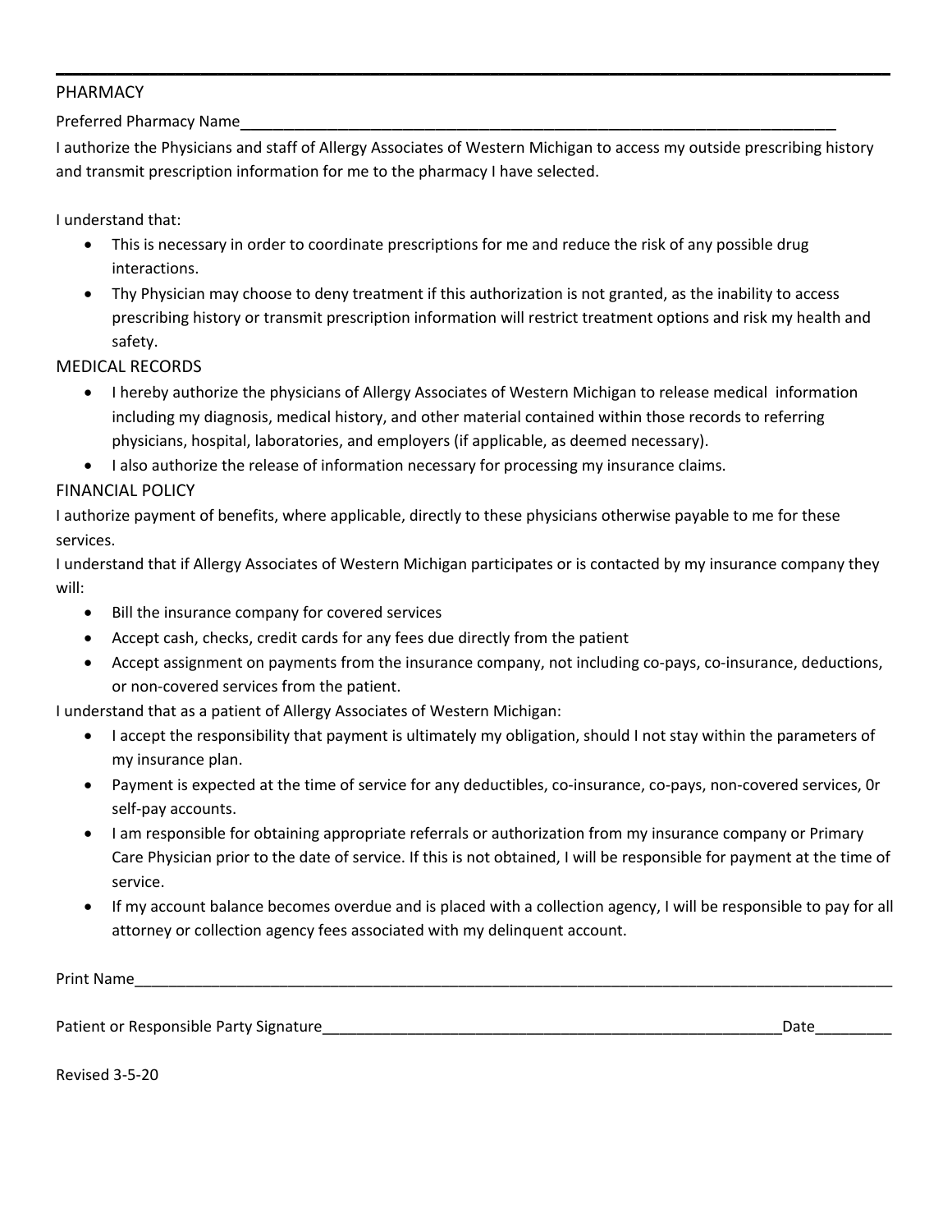## PHARMACY

Preferred Pharmacy Name____________________________________________________________________________

I authorize the Physicians and staff of Allergy Associates of Western Michigan to access my outside prescribing history and transmit prescription information for me to the pharmacy I have selected.

I understand that:

- This is necessary in order to coordinate prescriptions for me and reduce the risk of any possible drug interactions.
- Thy Physician may choose to deny treatment if this authorization is not granted, as the inability to access prescribing history or transmit prescription information will restrict treatment options and risk my health and safety.

## MEDICAL RECORDS

- I hereby authorize the physicians of Allergy Associates of Western Michigan to release medical information including my diagnosis, medical history, and other material contained within those records to referring physicians, hospital, laboratories, and employers (if applicable, as deemed necessary).
- I also authorize the release of information necessary for processing my insurance claims.

## FINANCIAL POLICY

I authorize payment of benefits, where applicable, directly to these physicians otherwise payable to me for these services.

I understand that if Allergy Associates of Western Michigan participates or is contacted by my insurance company they will:

- Bill the insurance company for covered services
- Accept cash, checks, credit cards for any fees due directly from the patient
- Accept assignment on payments from the insurance company, not including co-pays, co-insurance, deductions, or non-covered services from the patient.

I understand that as a patient of Allergy Associates of Western Michigan:

- I accept the responsibility that payment is ultimately my obligation, should I not stay within the parameters of my insurance plan.
- Payment is expected at the time of service for any deductibles, co-insurance, co-pays, non-covered services, 0r self-pay accounts.
- I am responsible for obtaining appropriate referrals or authorization from my insurance company or Primary Care Physician prior to the date of service. If this is not obtained, I will be responsible for payment at the time of service.
- If my account balance becomes overdue and is placed with a collection agency, I will be responsible to pay for all attorney or collection agency fees associated with my delinquent account.

Print Name____________________________________________________________________________________________

Patient or Responsible Party Signature________________________________________________________Date_________

Revised 3-5-20